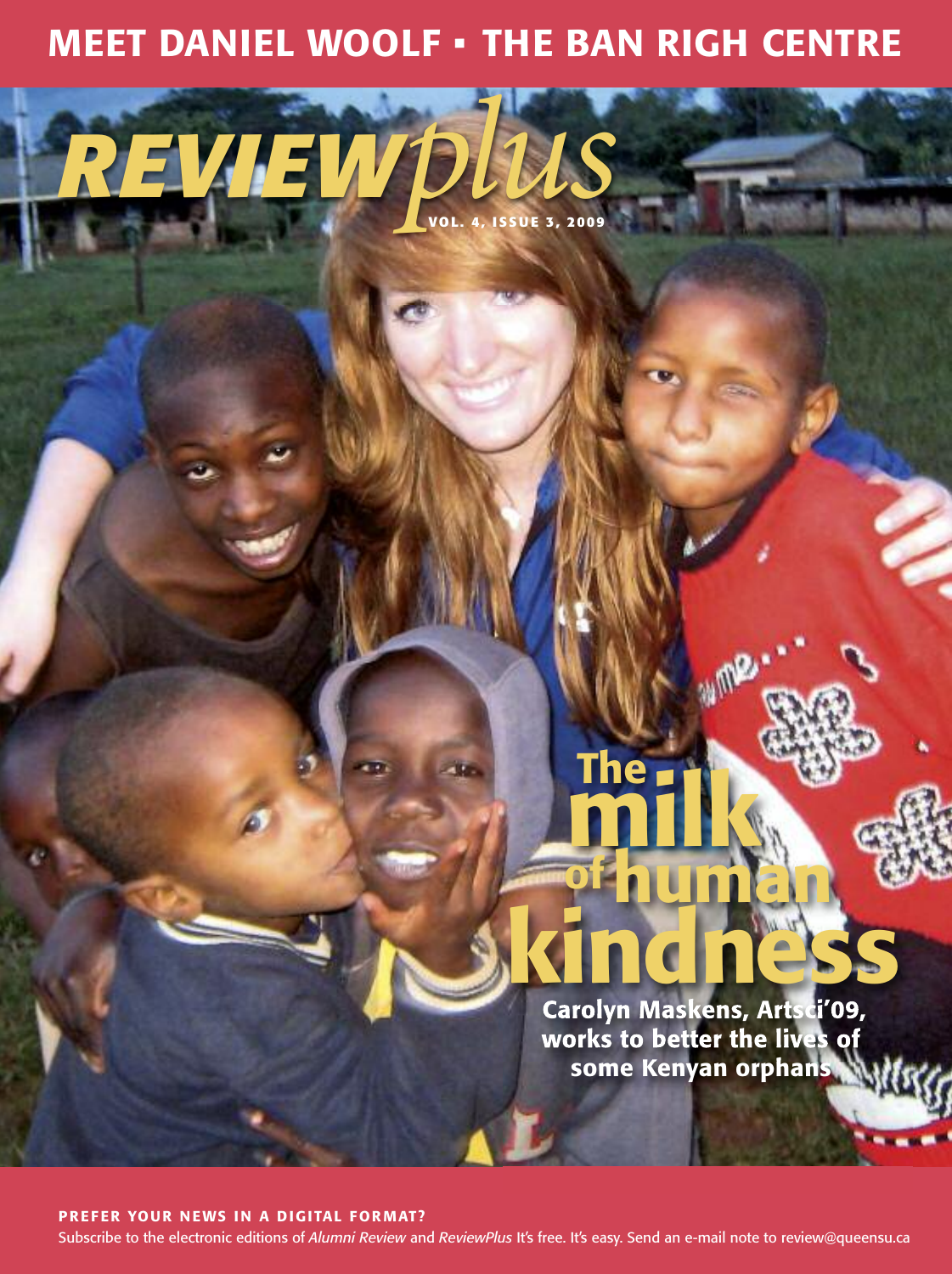MEET DANIEL WOOLF • THE BAN RIGH CENTRE

# REVIEW*plus*

VOL. 4, ISSUE 3, 2009

# The milk of human kindness

**Carolyn Maskens, Artsci'09, works to better the lives of some Kenyan orphans**

**PREFER YOUR NEWS IN A DIGITAL FORMAT?**

Subscribe to the electronic editions of *Alumni Review* and *ReviewPlus* It's free. It's easy. Send an e-mail note to review@queensu.ca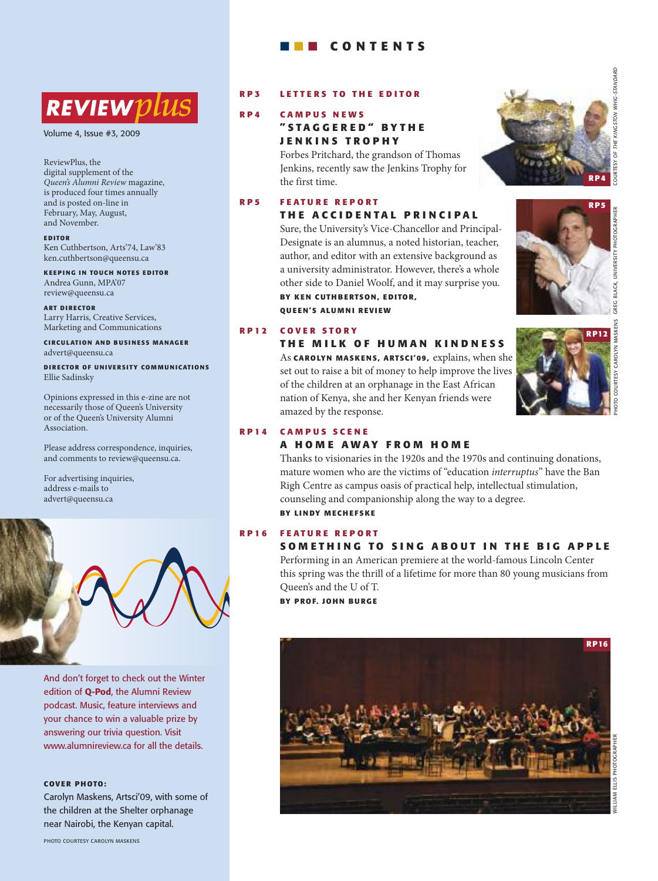# REVIEW*plus*

Volume 4, Issue #3, 2009

ReviewPlus, the digital supplement of the *Queen's Alumni Review* magazine, is produced four times annually and is posted on-line in February, May, August, and November.

**EDITOR**
Ken Cuthbertson, Arts'74, Law'83
ken.cuthbertson@queensu.ca

**KEEPING IN TOUCH NOTES EDITOR**
Andrea Gunn, MPA'07
review@queensu.ca

**ART DIRECTOR**
Larry Harris, Creative Services, Marketing and Communications

**CIRCULATION AND BUSINESS MANAGER**
advert@queensu.ca

**DIRECTOR OF UNIVERSITY COMMUNICATIONS**
Ellie Sadinsky

Opinions expressed in this e-zine are not necessarily those of Queen's University or of the Queen's University Alumni Association.

Please address correspondence, inquiries, and comments to review@queensu.ca.

For advertising inquiries, address e-mails to advert@queensu.ca

And don't forget to check out the Winter edition of **Q-Pod**, the Alumni Review podcast. Music, feature interviews and your chance to win a valuable prize by answering our trivia question. Visit www.alumnireview.ca for all the details.

**COVER PHOTO:**
Carolyn Maskens, Artsci'09, with some of the children at the Shelter orphanage near Nairobi, the Kenyan capital.

PHOTO COURTESY CAROLYN MASKENS

# CONTENTS

**RP3 LETTERS TO THE EDITOR**

**RP4 CAMPUS NEWS**

## "STAGGERED" BY THE JENKINS TROPHY

Forbes Pritchard, the grandson of Thomas Jenkins, recently saw the Jenkins Trophy for the first time.

COURTESY OF *THE KINGSTON WHIG-STANDARD*

**RP5 FEATURE REPORT**

## THE ACCIDENTAL PRINCIPAL

Sure, the University's Vice-Chancellor and Principal-Designate is an alumnus, a noted historian, teacher, author, and editor with an extensive background as a university administrator. However, there's a whole other side to Daniel Woolf, and it may surprise you.

**BY KEN CUTHBERTSON, EDITOR, QUEEN'S ALUMNI REVIEW**

GREG BLACK, UNIVERSITY PHOTOGRAPHER

**RP12 COVER STORY**

## THE MILK OF HUMAN KINDNESS

As **CAROLYN MASKENS, ARTSCI'09,** explains, when she set out to raise a bit of money to help improve the lives of the children at an orphanage in the East African nation of Kenya, she and her Kenyan friends were amazed by the response.

PHOTO COURTESY CAROLYN MASKENS

**RP14 CAMPUS SCENE**

## A HOME AWAY FROM HOME

Thanks to visionaries in the 1920s and the 1970s and continuing donations, mature women who are the victims of "education *interruptus*" have the Ban Righ Centre as campus oasis of practical help, intellectual stimulation, counseling and companionship along the way to a degree.

**BY LINDY MECHEFSKE**

**RP16 FEATURE REPORT**

## SOMETHING TO SING ABOUT IN THE BIG APPLE

Performing in an American premiere at the world-famous Lincoln Center this spring was the thrill of a lifetime for more than 80 young musicians from Queen's and the U of T.

**BY PROF. JOHN BURGE**

WILLIAM ELLIS PHOTOGRAPHER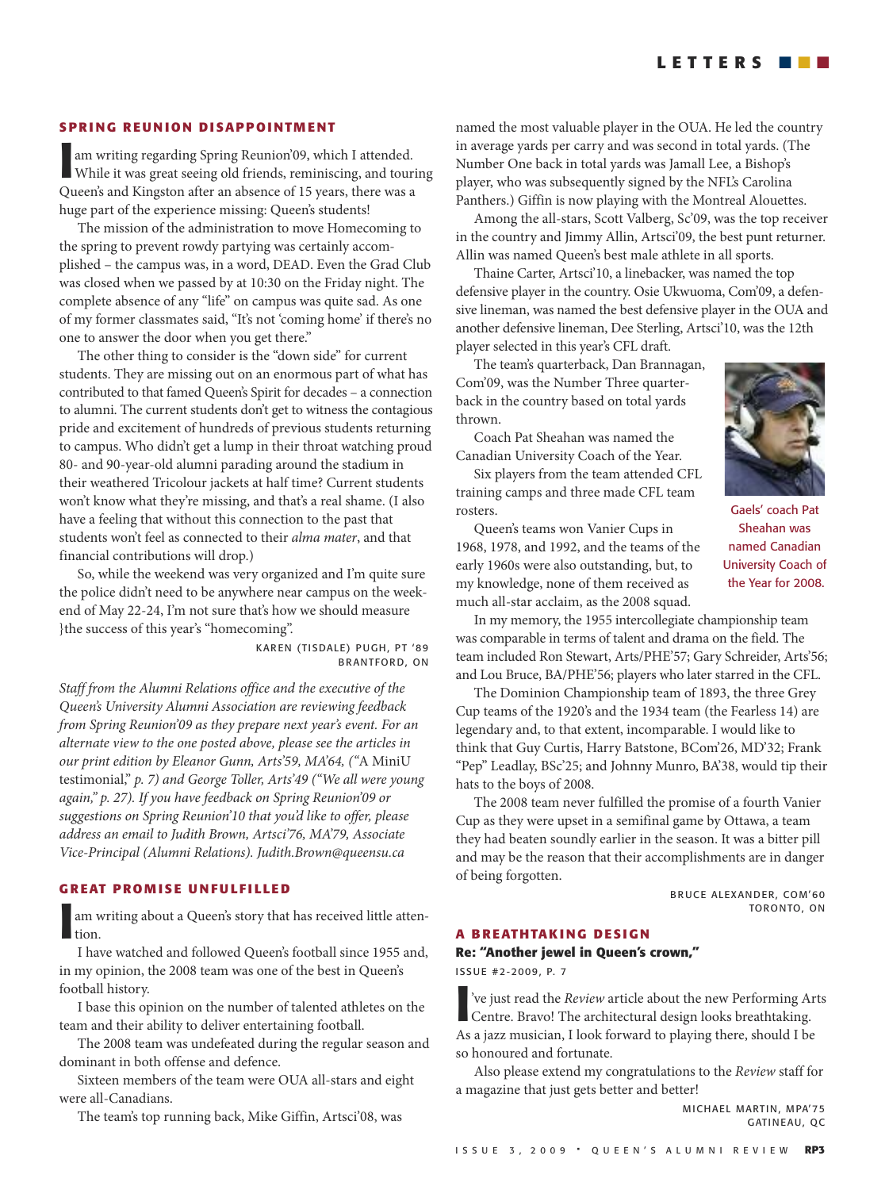## SPRING REUNION DISAPPOINTMENT

I am writing regarding Spring Reunion'09, which I attended. While it was great seeing old friends, reminiscing, and touring Queen's and Kingston after an absence of 15 years, there was a huge part of the experience missing: Queen's students!

The mission of the administration to move Homecoming to the spring to prevent rowdy partying was certainly accomplished – the campus was, in a word, DEAD. Even the Grad Club was closed when we passed by at 10:30 on the Friday night. The complete absence of any "life" on campus was quite sad. As one of my former classmates said, "It's not 'coming home' if there's no one to answer the door when you get there."

The other thing to consider is the "down side" for current students. They are missing out on an enormous part of what has contributed to that famed Queen's Spirit for decades – a connection to alumni. The current students don't get to witness the contagious pride and excitement of hundreds of previous students returning to campus. Who didn't get a lump in their throat watching proud 80- and 90-year-old alumni parading around the stadium in their weathered Tricolour jackets at half time? Current students won't know what they're missing, and that's a real shame. (I also have a feeling that without this connection to the past that students won't feel as connected to their *alma mater*, and that financial contributions will drop.)

So, while the weekend was very organized and I'm quite sure the police didn't need to be anywhere near campus on the weekend of May 22-24, I'm not sure that's how we should measure }the success of this year's "homecoming".

KAREN (TISDALE) PUGH, PT '89
BRANTFORD, ON

*Staff from the Alumni Relations office and the executive of the Queen's University Alumni Association are reviewing feedback from Spring Reunion'09 as they prepare next year's event. For an alternate view to the one posted above, please see the articles in our print edition by Eleanor Gunn, Arts'59, MA'64, ("A MiniU testimonial," p. 7) and George Toller, Arts'49 ("We all were young again," p. 27). If you have feedback on Spring Reunion'09 or suggestions on Spring Reunion'10 that you'd like to offer, please address an email to Judith Brown, Artsci'76, MA'79, Associate Vice-Principal (Alumni Relations). Judith.Brown@queensu.ca*

## GREAT PROMISE UNFULFILLED

I am writing about a Queen's story that has received little attention.

I have watched and followed Queen's football since 1955 and, in my opinion, the 2008 team was one of the best in Queen's football history.

I base this opinion on the number of talented athletes on the team and their ability to deliver entertaining football.

The 2008 team was undefeated during the regular season and dominant in both offense and defence.

Sixteen members of the team were OUA all-stars and eight were all-Canadians.

The team's top running back, Mike Giffin, Artsci'08, was named the most valuable player in the OUA. He led the country in average yards per carry and was second in total yards. (The Number One back in total yards was Jamall Lee, a Bishop's player, who was subsequently signed by the NFL's Carolina Panthers.) Giffin is now playing with the Montreal Alouettes.

Among the all-stars, Scott Valberg, Sc'09, was the top receiver in the country and Jimmy Allin, Artsci'09, the best punt returner. Allin was named Queen's best male athlete in all sports.

Thaine Carter, Artsci'10, a linebacker, was named the top defensive player in the country. Osie Ukwuoma, Com'09, a defensive lineman, was named the best defensive player in the OUA and another defensive lineman, Dee Sterling, Artsci'10, was the 12th player selected in this year's CFL draft.

The team's quarterback, Dan Brannagan, Com'09, was the Number Three quarterback in the country based on total yards thrown.

Coach Pat Sheahan was named the Canadian University Coach of the Year.

Gaels' coach Pat Sheahan was named Canadian University Coach of the Year for 2008.

Six players from the team attended CFL training camps and three made CFL team rosters.

Queen's teams won Vanier Cups in 1968, 1978, and 1992, and the teams of the early 1960s were also outstanding, but, to my knowledge, none of them received as much all-star acclaim, as the 2008 squad.

In my memory, the 1955 intercollegiate championship team was comparable in terms of talent and drama on the field. The team included Ron Stewart, Arts/PHE'57; Gary Schreider, Arts'56; and Lou Bruce, BA/PHE'56; players who later starred in the CFL.

The Dominion Championship team of 1893, the three Grey Cup teams of the 1920's and the 1934 team (the Fearless 14) are legendary and, to that extent, incomparable. I would like to think that Guy Curtis, Harry Batstone, BCom'26, MD'32; Frank "Pep" Leadlay, BSc'25; and Johnny Munro, BA'38, would tip their hats to the boys of 2008.

The 2008 team never fulfilled the promise of a fourth Vanier Cup as they were upset in a semifinal game by Ottawa, a team they had beaten soundly earlier in the season. It was a bitter pill and may be the reason that their accomplishments are in danger of being forgotten.

BRUCE ALEXANDER, COM'60
TORONTO, ON

## A BREATHTAKING DESIGN

**Re: "Another jewel in Queen's crown,"**
ISSUE #2-2009, P. 7

I've just read the *Review* article about the new Performing Arts Centre. Bravo! The architectural design looks breathtaking. As a jazz musician, I look forward to playing there, should I be so honoured and fortunate.

Also please extend my congratulations to the *Review* staff for a magazine that just gets better and better!

MICHAEL MARTIN, MPA'75
GATINEAU, QC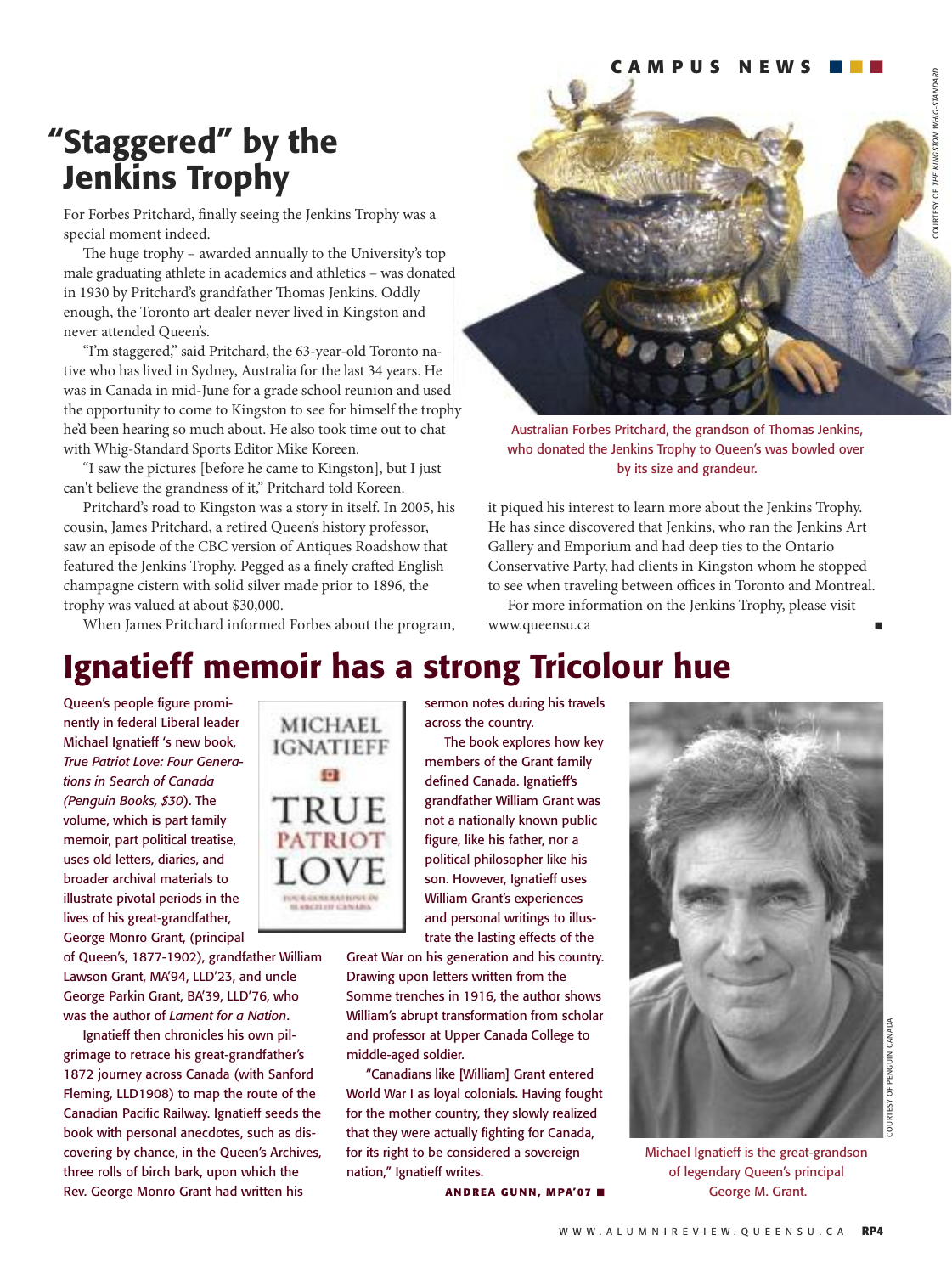# "Staggered" by the Jenkins Trophy

For Forbes Pritchard, finally seeing the Jenkins Trophy was a special moment indeed.

The huge trophy – awarded annually to the University's top male graduating athlete in academics and athletics – was donated in 1930 by Pritchard's grandfather Thomas Jenkins. Oddly enough, the Toronto art dealer never lived in Kingston and never attended Queen's.

"I'm staggered," said Pritchard, the 63-year-old Toronto native who has lived in Sydney, Australia for the last 34 years. He was in Canada in mid-June for a grade school reunion and used the opportunity to come to Kingston to see for himself the trophy he'd been hearing so much about. He also took time out to chat with Whig-Standard Sports Editor Mike Koreen.

"I saw the pictures [before he came to Kingston], but I just can't believe the grandness of it," Pritchard told Koreen.

Pritchard's road to Kingston was a story in itself. In 2005, his cousin, James Pritchard, a retired Queen's history professor, saw an episode of the CBC version of Antiques Roadshow that featured the Jenkins Trophy. Pegged as a finely crafted English champagne cistern with solid silver made prior to 1896, the trophy was valued at about $30,000.

When James Pritchard informed Forbes about the program, it piqued his interest to learn more about the Jenkins Trophy. He has since discovered that Jenkins, who ran the Jenkins Art Gallery and Emporium and had deep ties to the Ontario Conservative Party, had clients in Kingston whom he stopped to see when traveling between offices in Toronto and Montreal.

For more information on the Jenkins Trophy, please visit www.queensu.ca

COURTESY OF *THE KINGSTON WHIG-STANDARD*

Australian Forbes Pritchard, the grandson of Thomas Jenkins, who donated the Jenkins Trophy to Queen's was bowled over by its size and grandeur.

# Ignatieff memoir has a strong Tricolour hue

Queen's people figure prominently in federal Liberal leader Michael Ignatieff 's new book, *True Patriot Love: Four Generations in Search of Canada (Penguin Books, $30)*. The volume, which is part family memoir, part political treatise, uses old letters, diaries, and broader archival materials to illustrate pivotal periods in the lives of his great-grandfather, George Monro Grant, (principal of Queen's, 1877-1902), grandfather William Lawson Grant, MA'94, LLD'23, and uncle George Parkin Grant, BA'39, LLD'76, who was the author of *Lament for a Nation*.

Ignatieff then chronicles his own pilgrimage to retrace his great-grandfather's 1872 journey across Canada (with Sanford Fleming, LLD1908) to map the route of the Canadian Pacific Railway. Ignatieff seeds the book with personal anecdotes, such as discovering by chance, in the Queen's Archives, three rolls of birch bark, upon which the Rev. George Monro Grant had written his sermon notes during his travels across the country.

The book explores how key members of the Grant family defined Canada. Ignatieff's grandfather William Grant was not a nationally known public figure, like his father, nor a political philosopher like his son. However, Ignatieff uses William Grant's experiences and personal writings to illustrate the lasting effects of the Great War on his generation and his country. Drawing upon letters written from the Somme trenches in 1916, the author shows William's abrupt transformation from scholar and professor at Upper Canada College to middle-aged soldier.

"Canadians like [William] Grant entered World War I as loyal colonials. Having fought for the mother country, they slowly realized that they were actually fighting for Canada, for its right to be considered a sovereign nation," Ignatieff writes.

**ANDREA GUNN, MPA'07**

COURTESY OF PENGUIN CANADA

Michael Ignatieff is the great-grandson of legendary Queen's principal George M. Grant.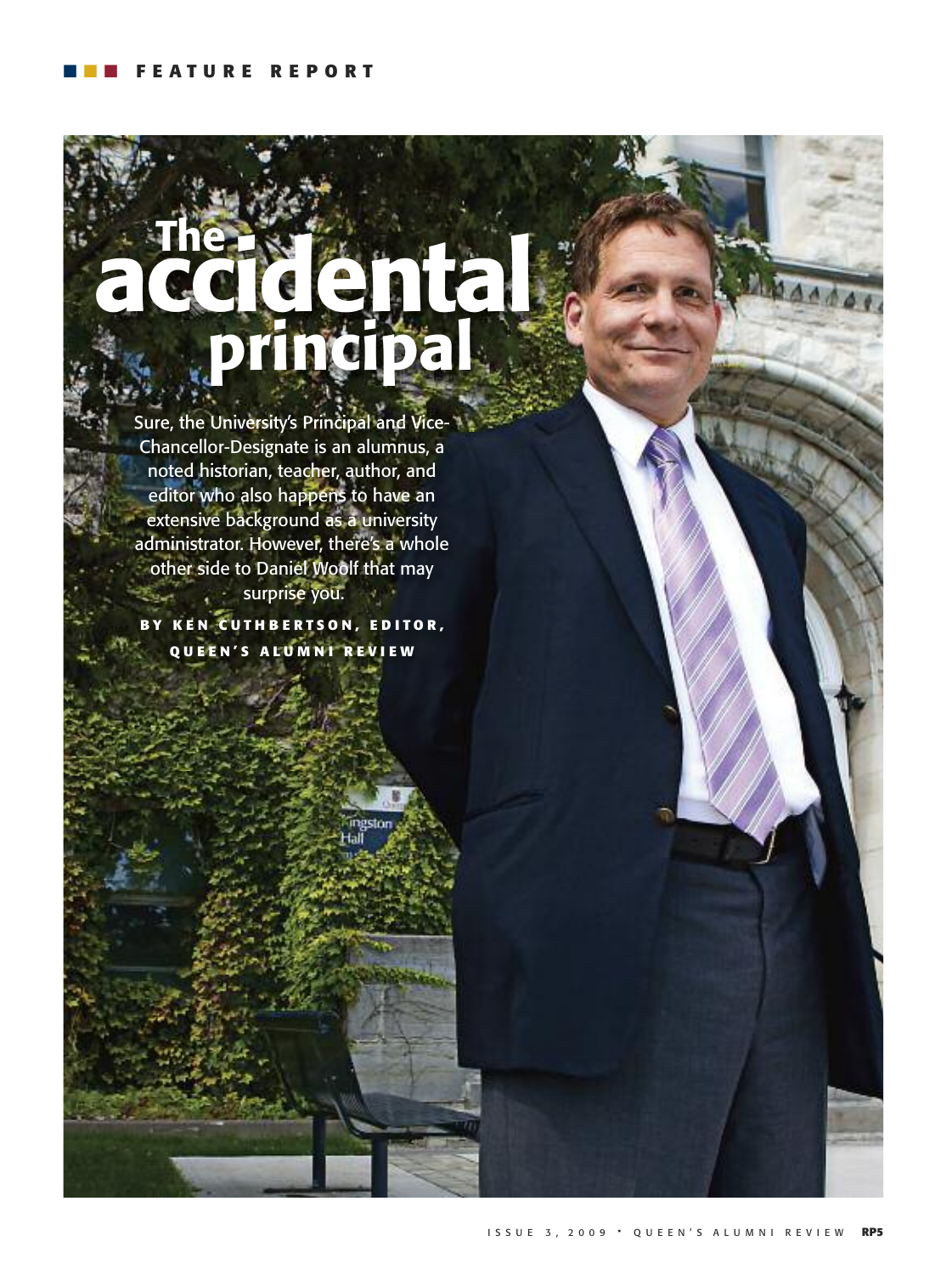FEATURE REPORT

# The accidental principal

Sure, the University's Principal and Vice-Chancellor-Designate is an alumnus, a noted historian, teacher, author, and editor who also happens to have an extensive background as a university administrator. However, there's a whole other side to Daniel Woolf that may surprise you.

**BY KEN CUTHBERTSON, EDITOR, QUEEN'S ALUMNI REVIEW**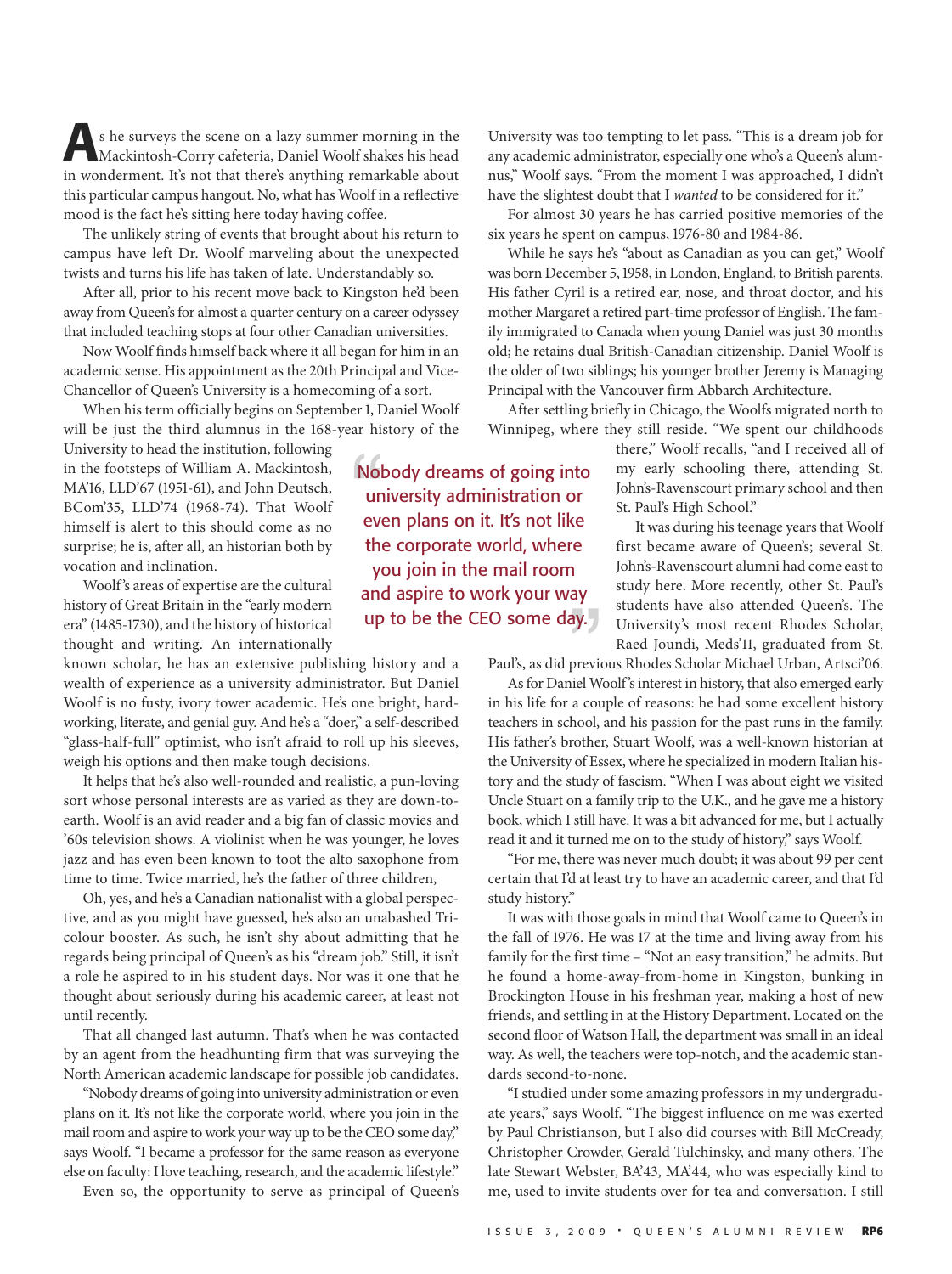As he surveys the scene on a lazy summer morning in the Mackintosh-Corry cafeteria, Daniel Woolf shakes his head in wonderment. It's not that there's anything remarkable about this particular campus hangout. No, what has Woolf in a reflective mood is the fact he's sitting here today having coffee.

The unlikely string of events that brought about his return to campus have left Dr. Woolf marveling about the unexpected twists and turns his life has taken of late. Understandably so.

After all, prior to his recent move back to Kingston he'd been away from Queen's for almost a quarter century on a career odyssey that included teaching stops at four other Canadian universities.

Now Woolf finds himself back where it all began for him in an academic sense. His appointment as the 20th Principal and Vice-Chancellor of Queen's University is a homecoming of a sort.

When his term officially begins on September 1, Daniel Woolf will be just the third alumnus in the 168-year history of the University to head the institution, following in the footsteps of William A. Mackintosh, MA'16, LLD'67 (1951-61), and John Deutsch, BCom'35, LLD'74 (1968-74). That Woolf himself is alert to this should come as no surprise; he is, after all, an historian both by vocation and inclination.

Woolf's areas of expertise are the cultural history of Great Britain in the "early modern era" (1485-1730), and the history of historical thought and writing. An internationally known scholar, he has an extensive publishing history and a wealth of experience as a university administrator. But Daniel Woolf is no fusty, ivory tower academic. He's one bright, hard-working, literate, and genial guy. And he's a "doer," a self-described "glass-half-full" optimist, who isn't afraid to roll up his sleeves, weigh his options and then make tough decisions.

It helps that he's also well-rounded and realistic, a pun-loving sort whose personal interests are as varied as they are down-to-earth. Woolf is an avid reader and a big fan of classic movies and '60s television shows. A violinist when he was younger, he loves jazz and has even been known to toot the alto saxophone from time to time. Twice married, he's the father of three children,

Oh, yes, and he's a Canadian nationalist with a global perspective, and as you might have guessed, he's also an unabashed Tricolour booster. As such, he isn't shy about admitting that he regards being principal of Queen's as his "dream job." Still, it isn't a role he aspired to in his student days. Nor was it one that he thought about seriously during his academic career, at least not until recently.

That all changed last autumn. That's when he was contacted by an agent from the headhunting firm that was surveying the North American academic landscape for possible job candidates.

"Nobody dreams of going into university administration or even plans on it. It's not like the corporate world, where you join in the mail room and aspire to work your way up to be the CEO some day," says Woolf. "I became a professor for the same reason as everyone else on faculty: I love teaching, research, and the academic lifestyle."

> "Nobody dreams of going into university administration or even plans on it. It's not like the corporate world, where you join in the mail room and aspire to work your way up to be the CEO some day."

Even so, the opportunity to serve as principal of Queen's University was too tempting to let pass. "This is a dream job for any academic administrator, especially one who's a Queen's alumnus," Woolf says. "From the moment I was approached, I didn't have the slightest doubt that I *wanted* to be considered for it."

For almost 30 years he has carried positive memories of the six years he spent on campus, 1976-80 and 1984-86.

While he says he's "about as Canadian as you can get," Woolf was born December 5, 1958, in London, England, to British parents. His father Cyril is a retired ear, nose, and throat doctor, and his mother Margaret a retired part-time professor of English. The family immigrated to Canada when young Daniel was just 30 months old; he retains dual British-Canadian citizenship. Daniel Woolf is the older of two siblings; his younger brother Jeremy is Managing Principal with the Vancouver firm Abbarch Architecture.

After settling briefly in Chicago, the Woolfs migrated north to Winnipeg, where they still reside. "We spent our childhoods there," Woolf recalls, "and I received all of my early schooling there, attending St. John's-Ravenscourt primary school and then St. Paul's High School."

It was during his teenage years that Woolf first became aware of Queen's; several St. John's-Ravenscourt alumni had come east to study here. More recently, other St. Paul's students have also attended Queen's. The University's most recent Rhodes Scholar, Raed Joundi, Meds'11, graduated from St. Paul's, as did previous Rhodes Scholar Michael Urban, Artsci'06.

As for Daniel Woolf's interest in history, that also emerged early in his life for a couple of reasons: he had some excellent history teachers in school, and his passion for the past runs in the family. His father's brother, Stuart Woolf, was a well-known historian at the University of Essex, where he specialized in modern Italian history and the study of fascism. "When I was about eight we visited Uncle Stuart on a family trip to the U.K., and he gave me a history book, which I still have. It was a bit advanced for me, but I actually read it and it turned me on to the study of history," says Woolf.

"For me, there was never much doubt; it was about 99 per cent certain that I'd at least try to have an academic career, and that I'd study history."

It was with those goals in mind that Woolf came to Queen's in the fall of 1976. He was 17 at the time and living away from his family for the first time – "Not an easy transition," he admits. But he found a home-away-from-home in Kingston, bunking in Brockington House in his freshman year, making a host of new friends, and settling in at the History Department. Located on the second floor of Watson Hall, the department was small in an ideal way. As well, the teachers were top-notch, and the academic standards second-to-none.

"I studied under some amazing professors in my undergraduate years," says Woolf. "The biggest influence on me was exerted by Paul Christianson, but I also did courses with Bill McCready, Christopher Crowder, Gerald Tulchinsky, and many others. The late Stewart Webster, BA'43, MA'44, who was especially kind to me, used to invite students over for tea and conversation. I still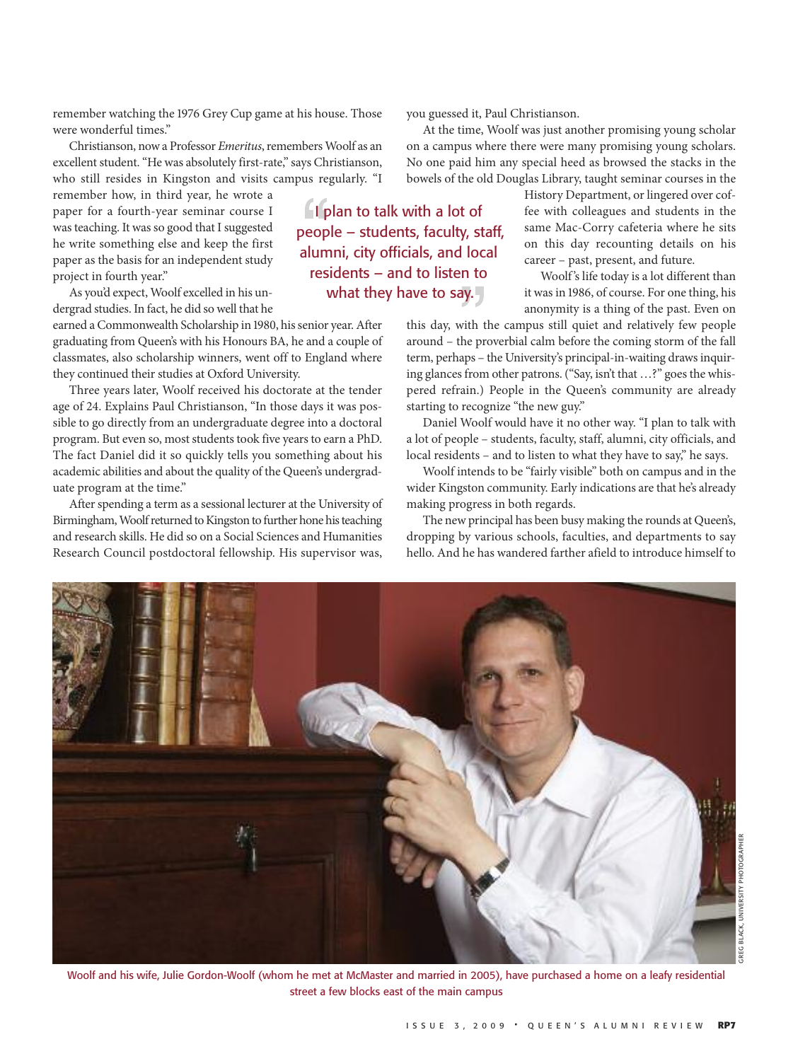remember watching the 1976 Grey Cup game at his house. Those were wonderful times."

Christianson, now a Professor *Emeritus*, remembers Woolf as an excellent student. "He was absolutely first-rate," says Christianson, who still resides in Kingston and visits campus regularly. "I remember how, in third year, he wrote a paper for a fourth-year seminar course I was teaching. It was so good that I suggested he write something else and keep the first paper as the basis for an independent study project in fourth year."

As you'd expect, Woolf excelled in his undergrad studies. In fact, he did so well that he earned a Commonwealth Scholarship in 1980, his senior year. After graduating from Queen's with his Honours BA, he and a couple of classmates, also scholarship winners, went off to England where they continued their studies at Oxford University.

Three years later, Woolf received his doctorate at the tender age of 24. Explains Paul Christianson, "In those days it was possible to go directly from an undergraduate degree into a doctoral program. But even so, most students took five years to earn a PhD. The fact Daniel did it so quickly tells you something about his academic abilities and about the quality of the Queen's undergraduate program at the time."

After spending a term as a sessional lecturer at the University of Birmingham, Woolf returned to Kingston to further hone his teaching and research skills. He did so on a Social Sciences and Humanities Research Council postdoctoral fellowship. His supervisor was, you guessed it, Paul Christianson.

At the time, Woolf was just another promising young scholar on a campus where there were many promising young scholars. No one paid him any special heed as browsed the stacks in the bowels of the old Douglas Library, taught seminar courses in the History Department, or lingered over coffee with colleagues and students in the same Mac-Corry cafeteria where he sits on this day recounting details on his career – past, present, and future.

> "I plan to talk with a lot of people – students, faculty, staff, alumni, city officials, and local residents – and to listen to what they have to say."

Woolf's life today is a lot different than it was in 1986, of course. For one thing, his anonymity is a thing of the past. Even on this day, with the campus still quiet and relatively few people around – the proverbial calm before the coming storm of the fall term, perhaps – the University's principal-in-waiting draws inquiring glances from other patrons. ("Say, isn't that …?" goes the whispered refrain.) People in the Queen's community are already starting to recognize "the new guy."

Daniel Woolf would have it no other way. "I plan to talk with a lot of people – students, faculty, staff, alumni, city officials, and local residents – and to listen to what they have to say," he says.

Woolf intends to be "fairly visible" both on campus and in the wider Kingston community. Early indications are that he's already making progress in both regards.

The new principal has been busy making the rounds at Queen's, dropping by various schools, faculties, and departments to say hello. And he has wandered farther afield to introduce himself to

GREG BLACK, UNIVERSITY PHOTOGRAPHER

Woolf and his wife, Julie Gordon-Woolf (whom he met at McMaster and married in 2005), have purchased a home on a leafy residential street a few blocks east of the main campus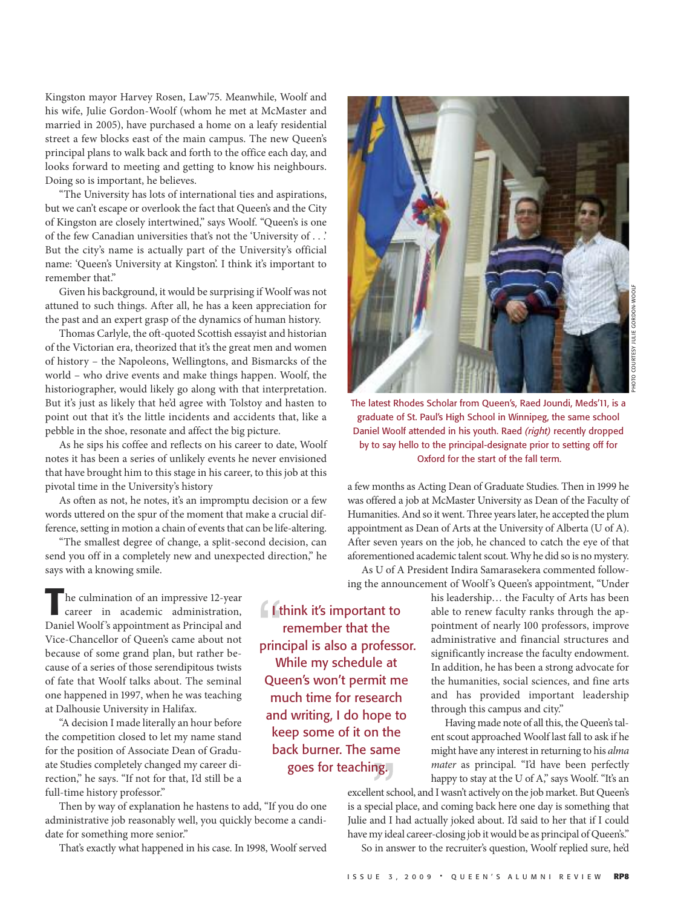Kingston mayor Harvey Rosen, Law'75. Meanwhile, Woolf and his wife, Julie Gordon-Woolf (whom he met at McMaster and married in 2005), have purchased a home on a leafy residential street a few blocks east of the main campus. The new Queen's principal plans to walk back and forth to the office each day, and looks forward to meeting and getting to know his neighbours. Doing so is important, he believes.

"The University has lots of international ties and aspirations, but we can't escape or overlook the fact that Queen's and the City of Kingston are closely intertwined," says Woolf. "Queen's is one of the few Canadian universities that's not the 'University of . . .' But the city's name is actually part of the University's official name: 'Queen's University at Kingston'. I think it's important to remember that."

Given his background, it would be surprising if Woolf was not attuned to such things. After all, he has a keen appreciation for the past and an expert grasp of the dynamics of human history.

Thomas Carlyle, the oft-quoted Scottish essayist and historian of the Victorian era, theorized that it's the great men and women of history – the Napoleons, Wellingtons, and Bismarcks of the world – who drive events and make things happen. Woolf, the historiographer, would likely go along with that interpretation. But it's just as likely that he'd agree with Tolstoy and hasten to point out that it's the little incidents and accidents that, like a pebble in the shoe, resonate and affect the big picture.

As he sips his coffee and reflects on his career to date, Woolf notes it has been a series of unlikely events he never envisioned that have brought him to this stage in his career, to this job at this pivotal time in the University's history

As often as not, he notes, it's an impromptu decision or a few words uttered on the spur of the moment that make a crucial difference, setting in motion a chain of events that can be life-altering.

"The smallest degree of change, a split-second decision, can send you off in a completely new and unexpected direction," he says with a knowing smile.

The culmination of an impressive 12-year career in academic administration, Daniel Woolf's appointment as Principal and Vice-Chancellor of Queen's came about not because of some grand plan, but rather because of a series of those serendipitous twists of fate that Woolf talks about. The seminal one happened in 1997, when he was teaching at Dalhousie University in Halifax.

"A decision I made literally an hour before the competition closed to let my name stand for the position of Associate Dean of Graduate Studies completely changed my career direction," he says. "If not for that, I'd still be a full-time history professor."

Then by way of explanation he hastens to add, "If you do one administrative job reasonably well, you quickly become a candidate for something more senior."

That's exactly what happened in his case. In 1998, Woolf served a few months as Acting Dean of Graduate Studies. Then in 1999 he was offered a job at McMaster University as Dean of the Faculty of Humanities. And so it went. Three years later, he accepted the plum appointment as Dean of Arts at the University of Alberta (U of A). After seven years on the job, he chanced to catch the eye of that aforementioned academic talent scout. Why he did so is no mystery.

> "I think it's important to remember that the principal is also a professor. While my schedule at Queen's won't permit me much time for research and writing, I do hope to keep some of it on the back burner. The same goes for teaching."

As U of A President Indira Samarasekera commented following the announcement of Woolf's Queen's appointment, "Under his leadership… the Faculty of Arts has been able to renew faculty ranks through the appointment of nearly 100 professors, improve administrative and financial structures and significantly increase the faculty endowment. In addition, he has been a strong advocate for the humanities, social sciences, and fine arts and has provided important leadership through this campus and city."

Having made note of all this, the Queen's talent scout approached Woolf last fall to ask if he might have any interest in returning to his *alma mater* as principal. "I'd have been perfectly happy to stay at the U of A," says Woolf. "It's an excellent school, and I wasn't actively on the job market. But Queen's is a special place, and coming back here one day is something that Julie and I had actually joked about. I'd said to her that if I could have my ideal career-closing job it would be as principal of Queen's."

So in answer to the recruiter's question, Woolf replied sure, he'd

The latest Rhodes Scholar from Queen's, Raed Joundi, Meds'11, is a graduate of St. Paul's High School in Winnipeg, the same school Daniel Woolf attended in his youth. Raed *(right)* recently dropped by to say hello to the principal-designate prior to setting off for Oxford for the start of the fall term.

PHOTO COURTESY JULIE GORDON-WOOLF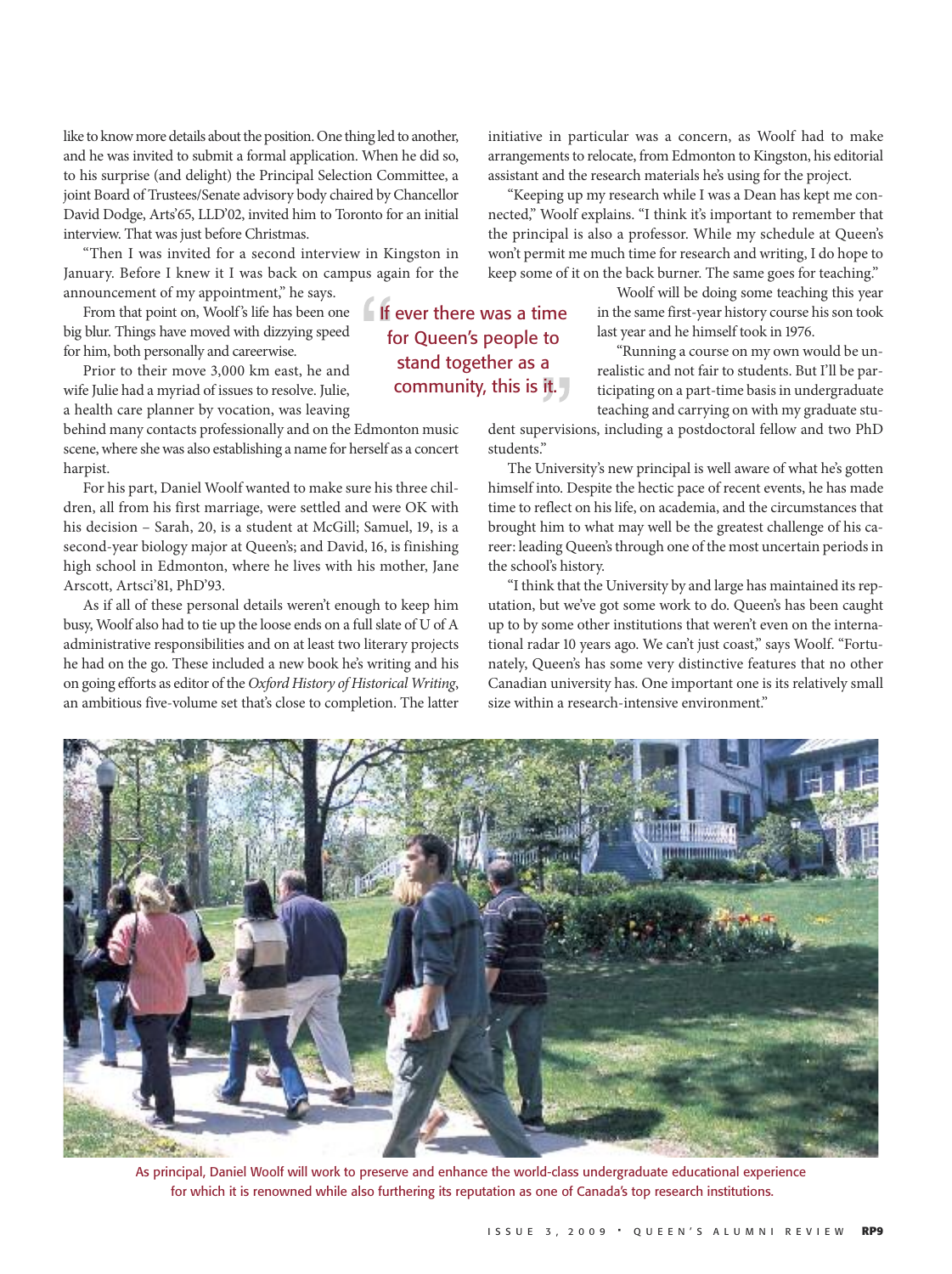like to know more details about the position. One thing led to another, and he was invited to submit a formal application. When he did so, to his surprise (and delight) the Principal Selection Committee, a joint Board of Trustees/Senate advisory body chaired by Chancellor David Dodge, Arts'65, LLD'02, invited him to Toronto for an initial interview. That was just before Christmas.

"Then I was invited for a second interview in Kingston in January. Before I knew it I was back on campus again for the announcement of my appointment," he says.

From that point on, Woolf's life has been one big blur. Things have moved with dizzying speed for him, both personally and careerwise.

Prior to their move 3,000 km east, he and wife Julie had a myriad of issues to resolve. Julie, a health care planner by vocation, was leaving behind many contacts professionally and on the Edmonton music scene, where she was also establishing a name for herself as a concert harpist.

For his part, Daniel Woolf wanted to make sure his three children, all from his first marriage, were settled and were OK with his decision – Sarah, 20, is a student at McGill; Samuel, 19, is a second-year biology major at Queen's; and David, 16, is finishing high school in Edmonton, where he lives with his mother, Jane Arscott, Artsci'81, PhD'93.

As if all of these personal details weren't enough to keep him busy, Woolf also had to tie up the loose ends on a full slate of U of A administrative responsibilities and on at least two literary projects he had on the go. These included a new book he's writing and his on going efforts as editor of the *Oxford History of Historical Writing*, an ambitious five-volume set that's close to completion. The latter initiative in particular was a concern, as Woolf had to make arrangements to relocate, from Edmonton to Kingston, his editorial assistant and the research materials he's using for the project.

> "If ever there was a time for Queen's people to stand together as a community, this is it."

"Keeping up my research while I was a Dean has kept me connected," Woolf explains. "I think it's important to remember that the principal is also a professor. While my schedule at Queen's won't permit me much time for research and writing, I do hope to keep some of it on the back burner. The same goes for teaching."

Woolf will be doing some teaching this year in the same first-year history course his son took last year and he himself took in 1976.

"Running a course on my own would be unrealistic and not fair to students. But I'll be participating on a part-time basis in undergraduate teaching and carrying on with my graduate student supervisions, including a postdoctoral fellow and two PhD students."

The University's new principal is well aware of what he's gotten himself into. Despite the hectic pace of recent events, he has made time to reflect on his life, on academia, and the circumstances that brought him to what may well be the greatest challenge of his career: leading Queen's through one of the most uncertain periods in the school's history.

"I think that the University by and large has maintained its reputation, but we've got some work to do. Queen's has been caught up to by some other institutions that weren't even on the international radar 10 years ago. We can't just coast," says Woolf. "Fortunately, Queen's has some very distinctive features that no other Canadian university has. One important one is its relatively small size within a research-intensive environment."

As principal, Daniel Woolf will work to preserve and enhance the world-class undergraduate educational experience for which it is renowned while also furthering its reputation as one of Canada's top research institutions.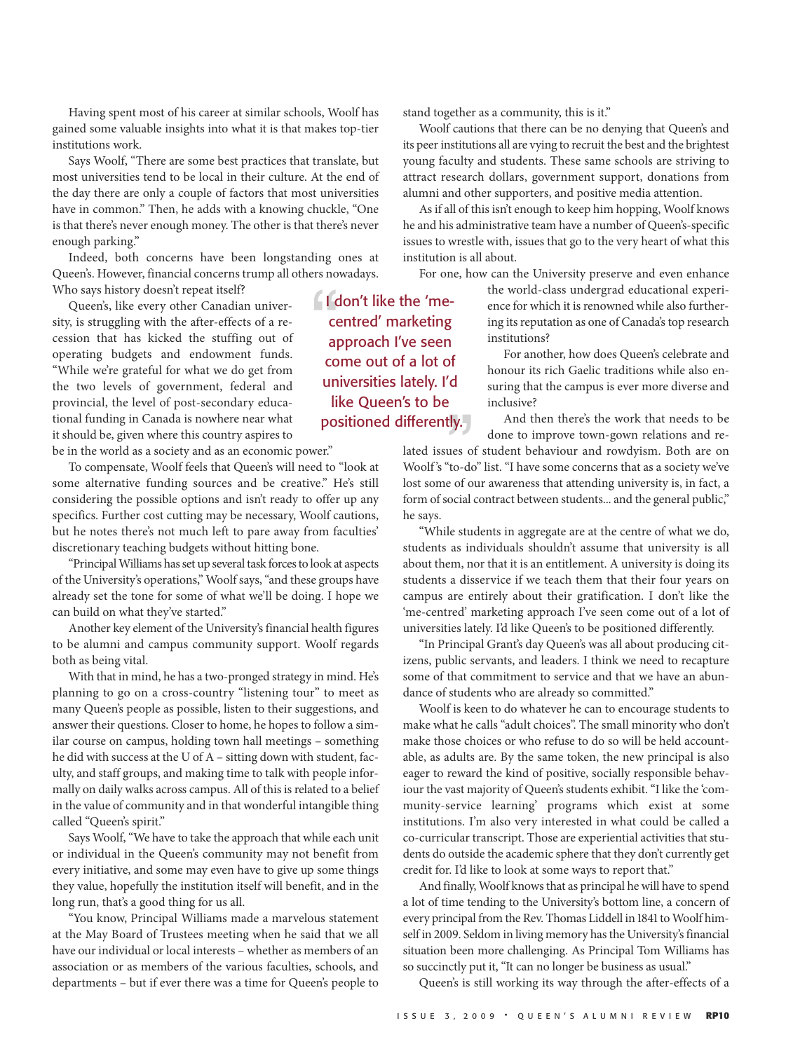Having spent most of his career at similar schools, Woolf has gained some valuable insights into what it is that makes top-tier institutions work.

Says Woolf, "There are some best practices that translate, but most universities tend to be local in their culture. At the end of the day there are only a couple of factors that most universities have in common." Then, he adds with a knowing chuckle, "One is that there's never enough money. The other is that there's never enough parking."

Indeed, both concerns have been longstanding ones at Queen's. However, financial concerns trump all others nowadays. Who says history doesn't repeat itself?

Queen's, like every other Canadian university, is struggling with the after-effects of a recession that has kicked the stuffing out of operating budgets and endowment funds. "While we're grateful for what we do get from the two levels of government, federal and provincial, the level of post-secondary educational funding in Canada is nowhere near what it should be, given where this country aspires to be in the world as a society and as an economic power."

> "I don't like the 'me-centred' marketing approach I've seen come out of a lot of universities lately. I'd like Queen's to be positioned differently."

To compensate, Woolf feels that Queen's will need to "look at some alternative funding sources and be creative." He's still considering the possible options and isn't ready to offer up any specifics. Further cost cutting may be necessary, Woolf cautions, but he notes there's not much left to pare away from faculties' discretionary teaching budgets without hitting bone.

"Principal Williams has set up several task forces to look at aspects of the University's operations," Woolf says, "and these groups have already set the tone for some of what we'll be doing. I hope we can build on what they've started."

Another key element of the University's financial health figures to be alumni and campus community support. Woolf regards both as being vital.

With that in mind, he has a two-pronged strategy in mind. He's planning to go on a cross-country "listening tour" to meet as many Queen's people as possible, listen to their suggestions, and answer their questions. Closer to home, he hopes to follow a similar course on campus, holding town hall meetings – something he did with success at the U of A – sitting down with student, faculty, and staff groups, and making time to talk with people informally on daily walks across campus. All of this is related to a belief in the value of community and in that wonderful intangible thing called "Queen's spirit."

Says Woolf, "We have to take the approach that while each unit or individual in the Queen's community may not benefit from every initiative, and some may even have to give up some things they value, hopefully the institution itself will benefit, and in the long run, that's a good thing for us all.

"You know, Principal Williams made a marvelous statement at the May Board of Trustees meeting when he said that we all have our individual or local interests – whether as members of an association or as members of the various faculties, schools, and departments – but if ever there was a time for Queen's people to stand together as a community, this is it."

Woolf cautions that there can be no denying that Queen's and its peer institutions all are vying to recruit the best and the brightest young faculty and students. These same schools are striving to attract research dollars, government support, donations from alumni and other supporters, and positive media attention.

As if all of this isn't enough to keep him hopping, Woolf knows he and his administrative team have a number of Queen's-specific issues to wrestle with, issues that go to the very heart of what this institution is all about.

For one, how can the University preserve and even enhance the world-class undergrad educational experience for which it is renowned while also furthering its reputation as one of Canada's top research institutions?

For another, how does Queen's celebrate and honour its rich Gaelic traditions while also ensuring that the campus is ever more diverse and inclusive?

And then there's the work that needs to be done to improve town-gown relations and related issues of student behaviour and rowdyism. Both are on Woolf's "to-do" list. "I have some concerns that as a society we've lost some of our awareness that attending university is, in fact, a form of social contract between students... and the general public," he says.

"While students in aggregate are at the centre of what we do, students as individuals shouldn't assume that university is all about them, nor that it is an entitlement. A university is doing its students a disservice if we teach them that their four years on campus are entirely about their gratification. I don't like the 'me-centred' marketing approach I've seen come out of a lot of universities lately. I'd like Queen's to be positioned differently.

"In Principal Grant's day Queen's was all about producing citizens, public servants, and leaders. I think we need to recapture some of that commitment to service and that we have an abundance of students who are already so committed."

Woolf is keen to do whatever he can to encourage students to make what he calls "adult choices". The small minority who don't make those choices or who refuse to do so will be held accountable, as adults are. By the same token, the new principal is also eager to reward the kind of positive, socially responsible behaviour the vast majority of Queen's students exhibit. "I like the 'community-service learning' programs which exist at some institutions. I'm also very interested in what could be called a co-curricular transcript. Those are experiential activities that students do outside the academic sphere that they don't currently get credit for. I'd like to look at some ways to report that."

And finally, Woolf knows that as principal he will have to spend a lot of time tending to the University's bottom line, a concern of every principal from the Rev. Thomas Liddell in 1841 to Woolf himself in 2009. Seldom in living memory has the University's financial situation been more challenging. As Principal Tom Williams has so succinctly put it, "It can no longer be business as usual."

Queen's is still working its way through the after-effects of a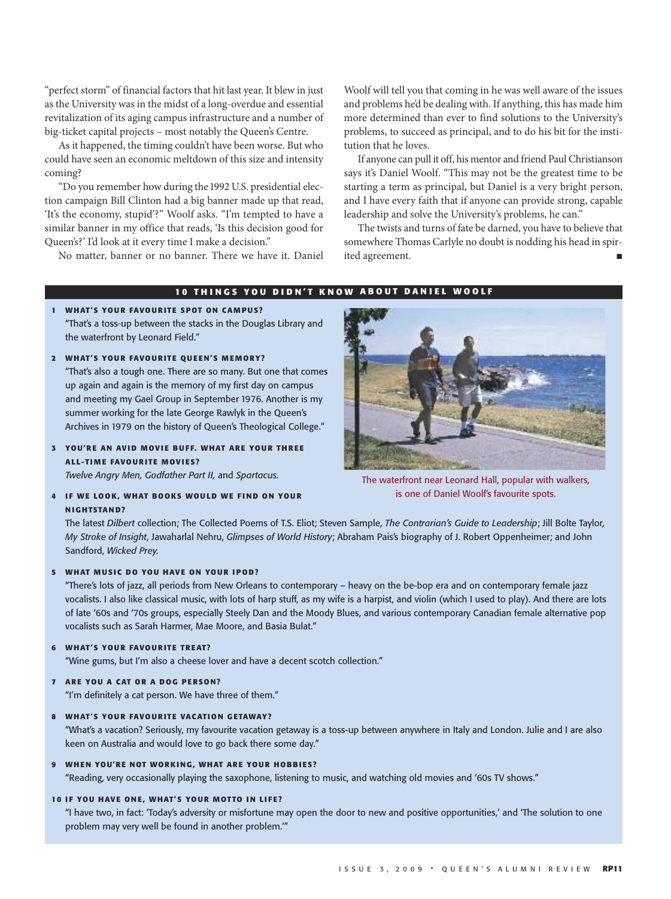"perfect storm" of financial factors that hit last year. It blew in just as the University was in the midst of a long-overdue and essential revitalization of its aging campus infrastructure and a number of big-ticket capital projects – most notably the Queen's Centre.

As it happened, the timing couldn't have been worse. But who could have seen an economic meltdown of this size and intensity coming?

"Do you remember how during the 1992 U.S. presidential election campaign Bill Clinton had a big banner made up that read, 'It's the economy, stupid'?" Woolf asks. "I'm tempted to have a similar banner in my office that reads, 'Is this decision good for Queen's?' I'd look at it every time I make a decision."

No matter, banner or no banner. There we have it. Daniel Woolf will tell you that coming in he was well aware of the issues and problems he'd be dealing with. If anything, this has made him more determined than ever to find solutions to the University's problems, to succeed as principal, and to do his bit for the institution that he loves.

If anyone can pull it off, his mentor and friend Paul Christianson says it's Daniel Woolf. "This may not be the greatest time to be starting a term as principal, but Daniel is a very bright person, and I have every faith that if anyone can provide strong, capable leadership and solve the University's problems, he can."

The twists and turns of fate be darned, you have to believe that somewhere Thomas Carlyle no doubt is nodding his head in spirited agreement. ■

## 10 THINGS YOU DIDN'T KNOW ABOUT DANIEL WOOLF

**1 WHAT'S YOUR FAVOURITE SPOT ON CAMPUS?**
"That's a toss-up between the stacks in the Douglas Library and the waterfront by Leonard Field."

**2 WHAT'S YOUR FAVOURITE QUEEN'S MEMORY?**
"That's also a tough one. There are so many. But one that comes up again and again is the memory of my first day on campus and meeting my Gael Group in September 1976. Another is my summer working for the late George Rawlyk in the Queen's Archives in 1979 on the history of Queen's Theological College."

**3 YOU'RE AN AVID MOVIE BUFF. WHAT ARE YOUR THREE ALL-TIME FAVOURITE MOVIES?**
*Twelve Angry Men, Godfather Part II,* and *Spartacus.*

The waterfront near Leonard Hall, popular with walkers, is one of Daniel Woolf's favourite spots.

**4 IF WE LOOK, WHAT BOOKS WOULD WE FIND ON YOUR NIGHTSTAND?**
The latest *Dilbert* collection; The Collected Poems of T.S. Eliot; Steven Sample, *The Contrarian's Guide to Leadership*; Jill Bolte Taylor, *My Stroke of Insight*, Jawaharlal Nehru, *Glimpses of World History*; Abraham Pais's biography of J. Robert Oppenheimer; and John Sandford, *Wicked Prey.*

**5 WHAT MUSIC DO YOU HAVE ON YOUR IPOD?**
"There's lots of jazz, all periods from New Orleans to contemporary – heavy on the be-bop era and on contemporary female jazz vocalists. I also like classical music, with lots of harp stuff, as my wife is a harpist, and violin (which I used to play). And there are lots of late '60s and '70s groups, especially Steely Dan and the Moody Blues, and various contemporary Canadian female alternative pop vocalists such as Sarah Harmer, Mae Moore, and Basia Bulat."

**6 WHAT'S YOUR FAVOURITE TREAT?**
"Wine gums, but I'm also a cheese lover and have a decent scotch collection."

**7 ARE YOU A CAT OR A DOG PERSON?**
"I'm definitely a cat person. We have three of them."

**8 WHAT'S YOUR FAVOURITE VACATION GETAWAY?**
"What's a vacation? Seriously, my favourite vacation getaway is a toss-up between anywhere in Italy and London. Julie and I are also keen on Australia and would love to go back there some day."

**9 WHEN YOU'RE NOT WORKING, WHAT ARE YOUR HOBBIES?**
"Reading, very occasionally playing the saxophone, listening to music, and watching old movies and '60s TV shows."

**10 IF YOU HAVE ONE, WHAT'S YOUR MOTTO IN LIFE?**
"I have two, in fact: 'Today's adversity or misfortune may open the door to new and positive opportunities,' and 'The solution to one problem may very well be found in another problem.'"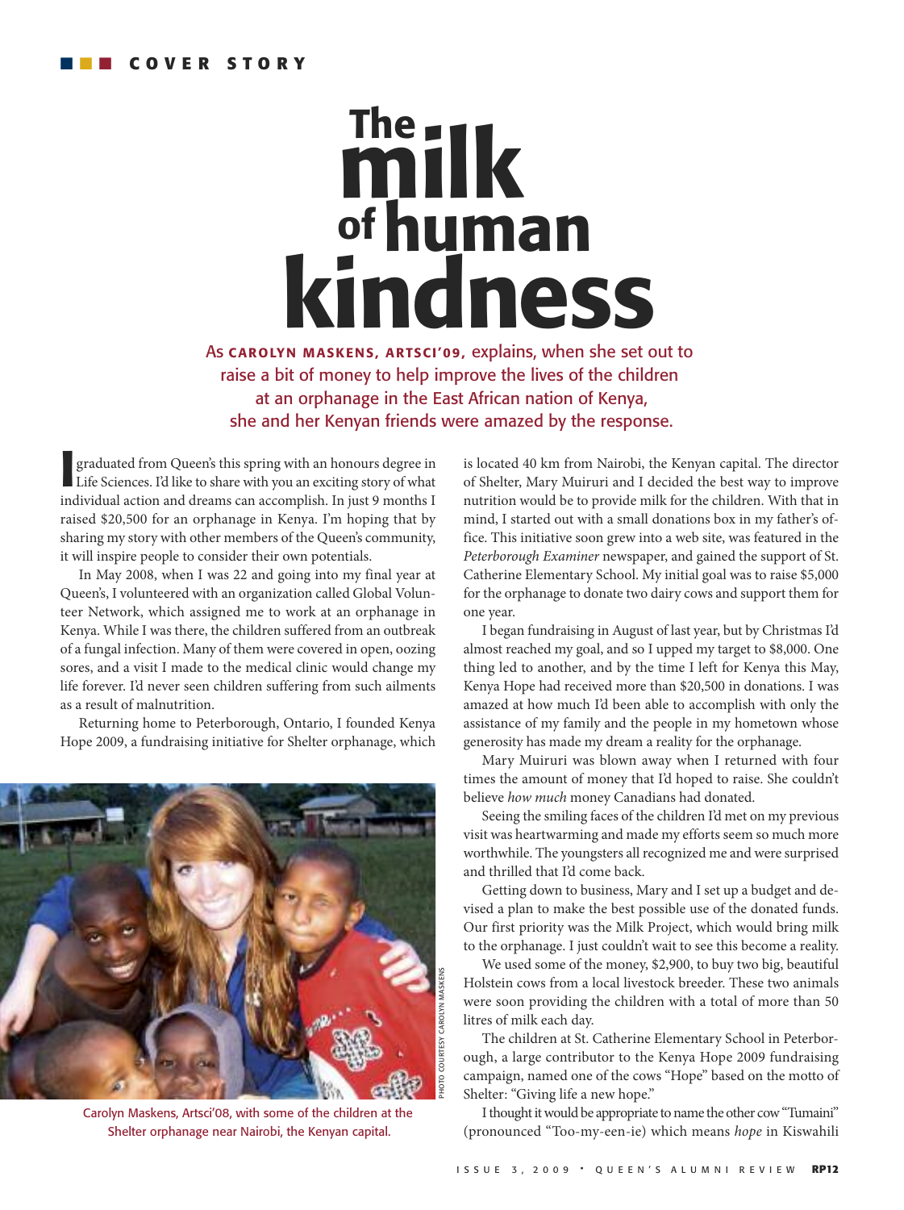COVER STORY

# The milk of human kindness

As **CAROLYN MASKENS, ARTSCI'09,** explains, when she set out to raise a bit of money to help improve the lives of the children at an orphanage in the East African nation of Kenya, she and her Kenyan friends were amazed by the response.

I graduated from Queen's this spring with an honours degree in Life Sciences. I'd like to share with you an exciting story of what individual action and dreams can accomplish. In just 9 months I raised $20,500 for an orphanage in Kenya. I'm hoping that by sharing my story with other members of the Queen's community, it will inspire people to consider their own potentials.

In May 2008, when I was 22 and going into my final year at Queen's, I volunteered with an organization called Global Volunteer Network, which assigned me to work at an orphanage in Kenya. While I was there, the children suffered from an outbreak of a fungal infection. Many of them were covered in open, oozing sores, and a visit I made to the medical clinic would change my life forever. I'd never seen children suffering from such ailments as a result of malnutrition.

Returning home to Peterborough, Ontario, I founded Kenya Hope 2009, a fundraising initiative for Shelter orphanage, which is located 40 km from Nairobi, the Kenyan capital. The director of Shelter, Mary Muiruri and I decided the best way to improve nutrition would be to provide milk for the children. With that in mind, I started out with a small donations box in my father's office. This initiative soon grew into a web site, was featured in the *Peterborough Examiner* newspaper, and gained the support of St. Catherine Elementary School. My initial goal was to raise $5,000 for the orphanage to donate two dairy cows and support them for one year.

I began fundraising in August of last year, but by Christmas I'd almost reached my goal, and so I upped my target to $8,000. One thing led to another, and by the time I left for Kenya this May, Kenya Hope had received more than $20,500 in donations. I was amazed at how much I'd been able to accomplish with only the assistance of my family and the people in my hometown whose generosity has made my dream a reality for the orphanage.

Mary Muiruri was blown away when I returned with four times the amount of money that I'd hoped to raise. She couldn't believe *how much* money Canadians had donated.

Seeing the smiling faces of the children I'd met on my previous visit was heartwarming and made my efforts seem so much more worthwhile. The youngsters all recognized me and were surprised and thrilled that I'd come back.

Getting down to business, Mary and I set up a budget and devised a plan to make the best possible use of the donated funds. Our first priority was the Milk Project, which would bring milk to the orphanage. I just couldn't wait to see this become a reality.

We used some of the money, $2,900, to buy two big, beautiful Holstein cows from a local livestock breeder. These two animals were soon providing the children with a total of more than 50 litres of milk each day.

The children at St. Catherine Elementary School in Peterborough, a large contributor to the Kenya Hope 2009 fundraising campaign, named one of the cows "Hope" based on the motto of Shelter: "Giving life a new hope."

I thought it would be appropriate to name the other cow "Tumaini" (pronounced "Too-my-een-ie) which means *hope* in Kiswahili

PHOTO COURTESY CAROLYN MASKENS

Carolyn Maskens, Artsci'08, with some of the children at the Shelter orphanage near Nairobi, the Kenyan capital.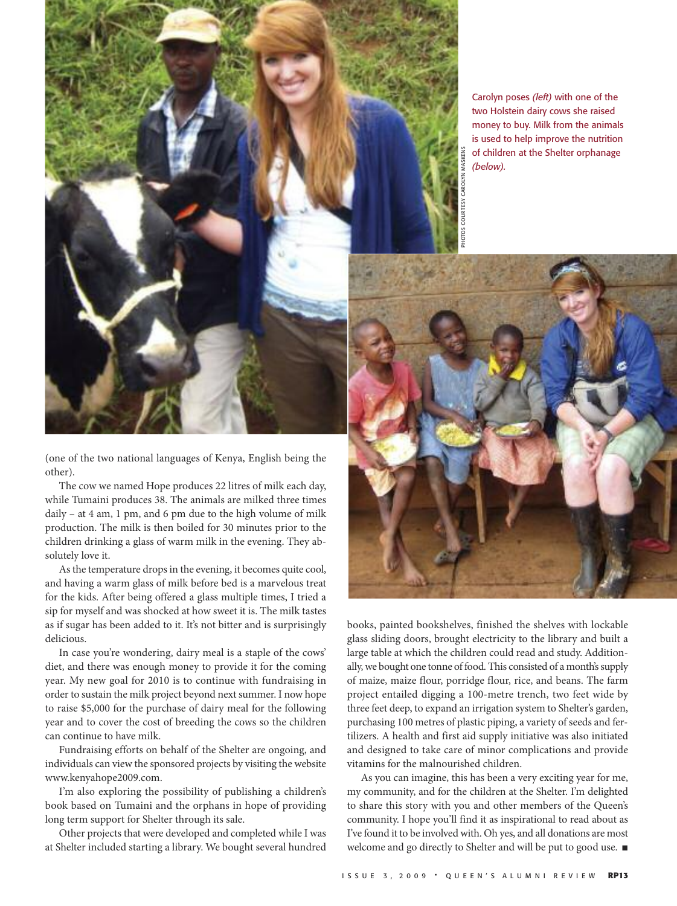Carolyn poses *(left)* with one of the two Holstein dairy cows she raised money to buy. Milk from the animals is used to help improve the nutrition of children at the Shelter orphanage *(below)*.

PHOTOS COURTESY CAROLYN MASKENS

(one of the two national languages of Kenya, English being the other).

The cow we named Hope produces 22 litres of milk each day, while Tumaini produces 38. The animals are milked three times daily – at 4 am, 1 pm, and 6 pm due to the high volume of milk production. The milk is then boiled for 30 minutes prior to the children drinking a glass of warm milk in the evening. They absolutely love it.

As the temperature drops in the evening, it becomes quite cool, and having a warm glass of milk before bed is a marvelous treat for the kids. After being offered a glass multiple times, I tried a sip for myself and was shocked at how sweet it is. The milk tastes as if sugar has been added to it. It's not bitter and is surprisingly delicious.

In case you're wondering, dairy meal is a staple of the cows' diet, and there was enough money to provide it for the coming year. My new goal for 2010 is to continue with fundraising in order to sustain the milk project beyond next summer. I now hope to raise $5,000 for the purchase of dairy meal for the following year and to cover the cost of breeding the cows so the children can continue to have milk.

Fundraising efforts on behalf of the Shelter are ongoing, and individuals can view the sponsored projects by visiting the website www.kenyahope2009.com.

I'm also exploring the possibility of publishing a children's book based on Tumaini and the orphans in hope of providing long term support for Shelter through its sale.

Other projects that were developed and completed while I was at Shelter included starting a library. We bought several hundred books, painted bookshelves, finished the shelves with lockable glass sliding doors, brought electricity to the library and built a large table at which the children could read and study. Additionally, we bought one tonne of food. This consisted of a month's supply of maize, maize flour, porridge flour, rice, and beans. The farm project entailed digging a 100-metre trench, two feet wide by three feet deep, to expand an irrigation system to Shelter's garden, purchasing 100 metres of plastic piping, a variety of seeds and fertilizers. A health and first aid supply initiative was also initiated and designed to take care of minor complications and provide vitamins for the malnourished children.

As you can imagine, this has been a very exciting year for me, my community, and for the children at the Shelter. I'm delighted to share this story with you and other members of the Queen's community. I hope you'll find it as inspirational to read about as I've found it to be involved with. Oh yes, and all donations are most welcome and go directly to Shelter and will be put to good use. ■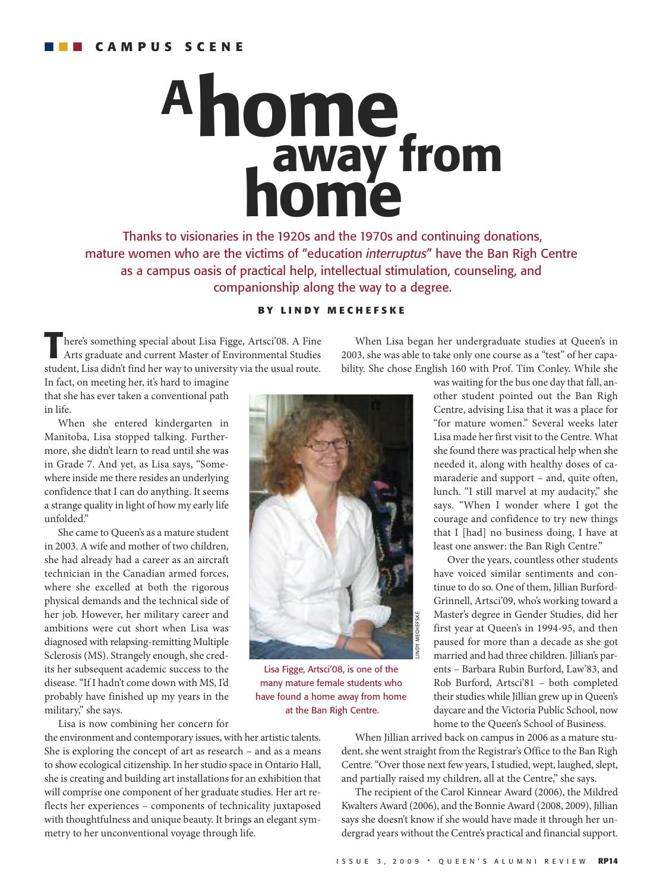CAMPUS SCENE

# A home away from home

Thanks to visionaries in the 1920s and the 1970s and continuing donations, mature women who are the victims of "education *interruptus*" have the Ban Righ Centre as a campus oasis of practical help, intellectual stimulation, counseling, and companionship along the way to a degree.

**BY LINDY MECHEFSKE**

There's something special about Lisa Figge, Artsci'08. A Fine Arts graduate and current Master of Environmental Studies student, Lisa didn't find her way to university via the usual route. In fact, on meeting her, it's hard to imagine that she has ever taken a conventional path in life.

When she entered kindergarten in Manitoba, Lisa stopped talking. Furthermore, she didn't learn to read until she was in Grade 7. And yet, as Lisa says, "Somewhere inside me there resides an underlying confidence that I can do anything. It seems a strange quality in light of how my early life unfolded."

She came to Queen's as a mature student in 2003. A wife and mother of two children, she had already had a career as an aircraft technician in the Canadian armed forces, where she excelled at both the rigorous physical demands and the technical side of her job. However, her military career and ambitions were cut short when Lisa was diagnosed with relapsing-remitting Multiple Sclerosis (MS). Strangely enough, she credits her subsequent academic success to the disease. "If I hadn't come down with MS, I'd probably have finished up my years in the military," she says.

Lisa is now combining her concern for the environment and contemporary issues, with her artistic talents. She is exploring the concept of art as research – and as a means to show ecological citizenship. In her studio space in Ontario Hall, she is creating and building art installations for an exhibition that will comprise one component of her graduate studies. Her art reflects her experiences – components of technicality juxtaposed with thoughtfulness and unique beauty. It brings an elegant symmetry to her unconventional voyage through life.

Lisa Figge, Artsci'08, is one of the many mature female students who have found a home away from home at the Ban Righ Centre.

When Lisa began her undergraduate studies at Queen's in 2003, she was able to take only one course as a "test" of her capability. She chose English 160 with Prof. Tim Conley. While she was waiting for the bus one day that fall, another student pointed out the Ban Righ Centre, advising Lisa that it was a place for "for mature women." Several weeks later Lisa made her first visit to the Centre. What she found there was practical help when she needed it, along with healthy doses of camaraderie and support – and, quite often, lunch. "I still marvel at my audacity," she says. "When I wonder where I got the courage and confidence to try new things that I [had] no business doing, I have at least one answer: the Ban Righ Centre."

Over the years, countless other students have voiced similar sentiments and continue to do so. One of them, Jillian Burford-Grinnell, Artsci'09, who's working toward a Master's degree in Gender Studies, did her first year at Queen's in 1994-95, and then paused for more than a decade as she got married and had three children. Jillian's parents – Barbara Rubin Burford, Law'83, and Rob Burford, Artsci'81 – both completed their studies while Jillian grew up in Queen's daycare and the Victoria Public School, now home to the Queen's School of Business.

When Jillian arrived back on campus in 2006 as a mature student, she went straight from the Registrar's Office to the Ban Righ Centre. "Over those next few years, I studied, wept, laughed, slept, and partially raised my children, all at the Centre," she says.

The recipient of the Carol Kinnear Award (2006), the Mildred Kwalters Award (2006), and the Bonnie Award (2008, 2009), Jillian says she doesn't know if she would have made it through her undergrad years without the Centre's practical and financial support.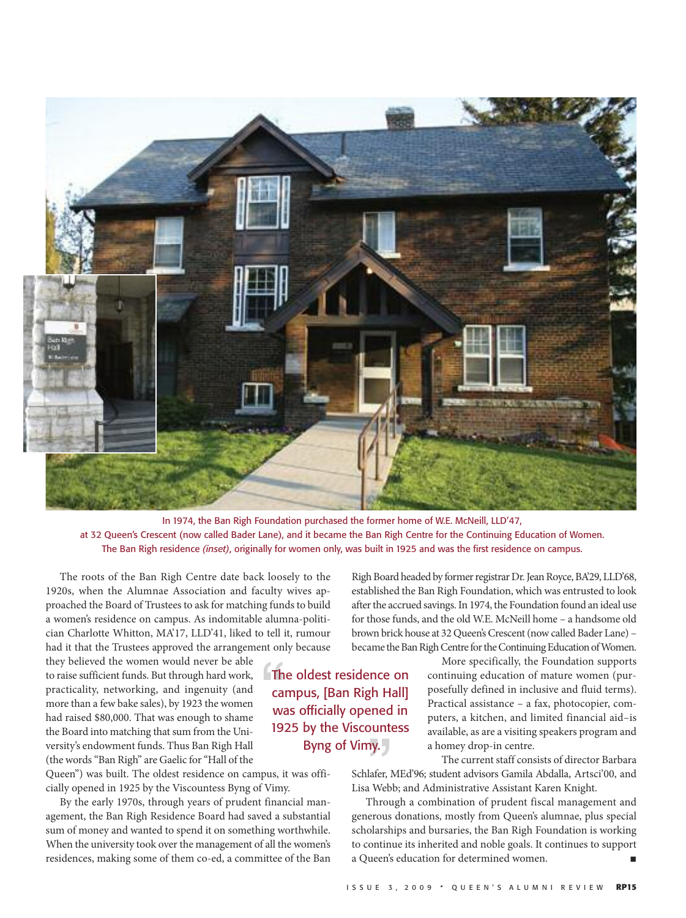In 1974, the Ban Righ Foundation purchased the former home of W.E. McNeill, LLD'47, at 32 Queen's Crescent (now called Bader Lane), and it became the Ban Righ Centre for the Continuing Education of Women. The Ban Righ residence *(inset)*, originally for women only, was built in 1925 and was the first residence on campus.

The roots of the Ban Righ Centre date back loosely to the 1920s, when the Alumnae Association and faculty wives approached the Board of Trustees to ask for matching funds to build a women's residence on campus. As indomitable alumna-politician Charlotte Whitton, MA'17, LLD'41, liked to tell it, rumour had it that the Trustees approved the arrangement only because they believed the women would never be able to raise sufficient funds. But through hard work, practicality, networking, and ingenuity (and more than a few bake sales), by 1923 the women had raised $80,000. That was enough to shame the Board into matching that sum from the University's endowment funds. Thus Ban Righ Hall (the words "Ban Righ" are Gaelic for "Hall of the Queen") was built. The oldest residence on campus, it was officially opened in 1925 by the Viscountess Byng of Vimy.

> "The oldest residence on campus, [Ban Righ Hall] was officially opened in 1925 by the Viscountess Byng of Vimy."

By the early 1970s, through years of prudent financial management, the Ban Righ Residence Board had saved a substantial sum of money and wanted to spend it on something worthwhile. When the university took over the management of all the women's residences, making some of them co-ed, a committee of the Ban Righ Board headed by former registrar Dr. Jean Royce, BA'29, LLD'68, established the Ban Righ Foundation, which was entrusted to look after the accrued savings. In 1974, the Foundation found an ideal use for those funds, and the old W.E. McNeill home – a handsome old brown brick house at 32 Queen's Crescent (now called Bader Lane) – became the Ban Righ Centre for the Continuing Education of Women.

More specifically, the Foundation supports continuing education of mature women (purposefully defined in inclusive and fluid terms). Practical assistance – a fax, photocopier, computers, a kitchen, and limited financial aid–is available, as are a visiting speakers program and a homey drop-in centre.

The current staff consists of director Barbara Schlafer, MEd'96; student advisors Gamila Abdalla, Artsci'00, and Lisa Webb; and Administrative Assistant Karen Knight.

Through a combination of prudent fiscal management and generous donations, mostly from Queen's alumnae, plus special scholarships and bursaries, the Ban Righ Foundation is working to continue its inherited and noble goals. It continues to support a Queen's education for determined women. ■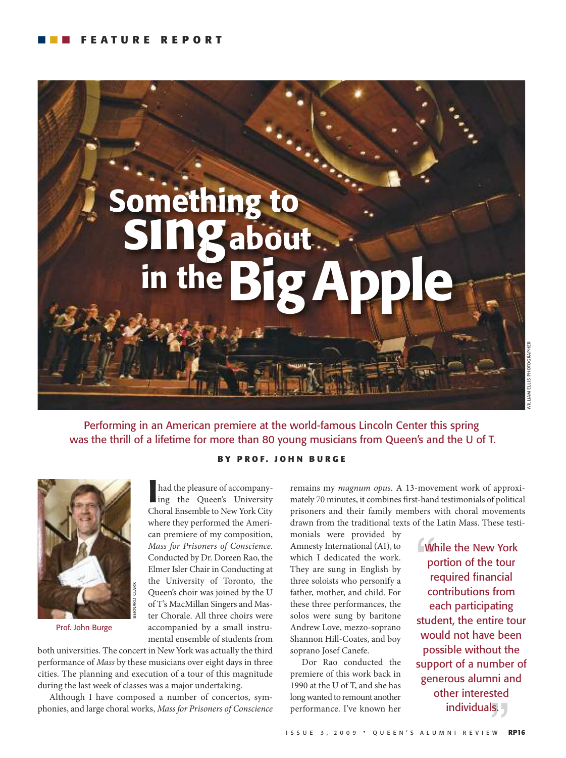FEATURE REPORT

# Something to sing about in the Big Apple

WILLIAM ELLIS PHOTOGRAPHER

Performing in an American premiere at the world-famous Lincoln Center this spring was the thrill of a lifetime for more than 80 young musicians from Queen's and the U of T.

**BY PROF. JOHN BURGE**

BERNARD CLARK

Prof. John Burge

I had the pleasure of accompanying the Queen's University Choral Ensemble to New York City where they performed the American premiere of my composition, *Mass for Prisoners of Conscience*. Conducted by Dr. Doreen Rao, the Elmer Isler Chair in Conducting at the University of Toronto, the Queen's choir was joined by the U of T's MacMillan Singers and Master Chorale. All three choirs were accompanied by a small instrumental ensemble of students from both universities. The concert in New York was actually the third performance of *Mass* by these musicians over eight days in three cities. The planning and execution of a tour of this magnitude during the last week of classes was a major undertaking.

Although I have composed a number of concertos, symphonies, and large choral works, *Mass for Prisoners of Conscience* remains my *magnum opus*. A 13-movement work of approximately 70 minutes, it combines first-hand testimonials of political prisoners and their family members with choral movements drawn from the traditional texts of the Latin Mass. These testimonials were provided by Amnesty International (AI), to which I dedicated the work. They are sung in English by three soloists who personify a father, mother, and child. For these three performances, the solos were sung by baritone Andrew Love, mezzo-soprano Shannon Hill-Coates, and boy soprano Josef Canefe.

Dor Rao conducted the premiere of this work back in 1990 at the U of T, and she has long wanted to remount another performance. I've known her

> "While the New York portion of the tour required financial contributions from each participating student, the entire tour would not have been possible without the support of a number of generous alumni and other interested individuals."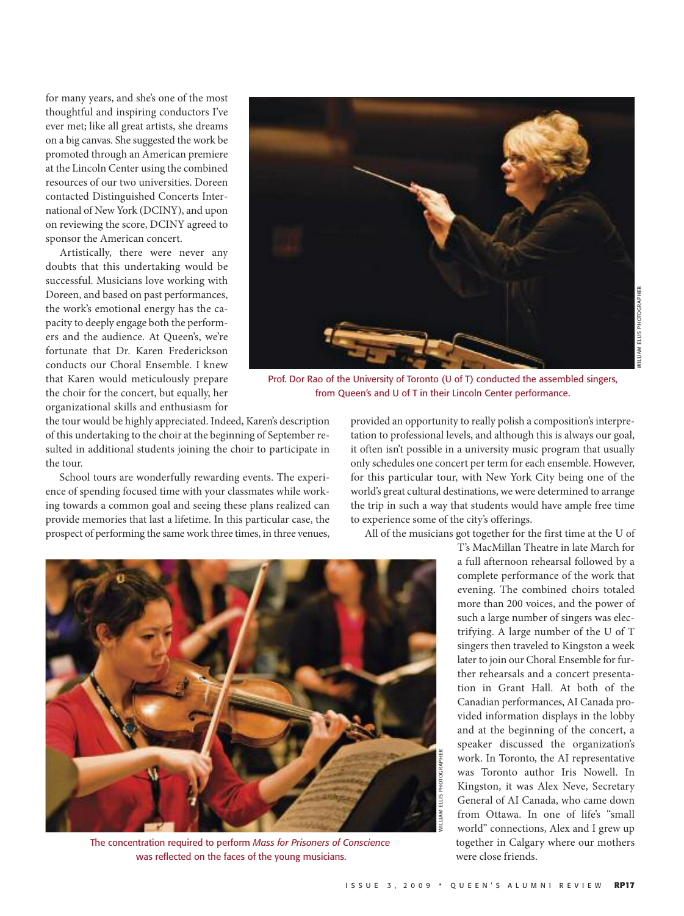for many years, and she's one of the most thoughtful and inspiring conductors I've ever met; like all great artists, she dreams on a big canvas. She suggested the work be promoted through an American premiere at the Lincoln Center using the combined resources of our two universities. Doreen contacted Distinguished Concerts International of New York (DCINY), and upon on reviewing the score, DCINY agreed to sponsor the American concert.

Artistically, there were never any doubts that this undertaking would be successful. Musicians love working with Doreen, and based on past performances, the work's emotional energy has the capacity to deeply engage both the performers and the audience. At Queen's, we're fortunate that Dr. Karen Frederickson conducts our Choral Ensemble. I knew that Karen would meticulously prepare the choir for the concert, but equally, her organizational skills and enthusiasm for the tour would be highly appreciated. Indeed, Karen's description of this undertaking to the choir at the beginning of September resulted in additional students joining the choir to participate in the tour.

Prof. Dor Rao of the University of Toronto (U of T) conducted the assembled singers, from Queen's and U of T in their Lincoln Center performance.

School tours are wonderfully rewarding events. The experience of spending focused time with your classmates while working towards a common goal and seeing these plans realized can provide memories that last a lifetime. In this particular case, the prospect of performing the same work three times, in three venues, provided an opportunity to really polish a composition's interpretation to professional levels, and although this is always our goal, it often isn't possible in a university music program that usually only schedules one concert per term for each ensemble. However, for this particular tour, with New York City being one of the world's great cultural destinations, we were determined to arrange the trip in such a way that students would have ample free time to experience some of the city's offerings.

All of the musicians got together for the first time at the U of T's MacMillan Theatre in late March for a full afternoon rehearsal followed by a complete performance of the work that evening. The combined choirs totaled more than 200 voices, and the power of such a large number of singers was electrifying. A large number of the U of T singers then traveled to Kingston a week later to join our Choral Ensemble for further rehearsals and a concert presentation in Grant Hall. At both of the Canadian performances, AI Canada provided information displays in the lobby and at the beginning of the concert, a speaker discussed the organization's work. In Toronto, the AI representative was Toronto author Iris Nowell. In Kingston, it was Alex Neve, Secretary General of AI Canada, who came down from Ottawa. In one of life's "small world" connections, Alex and I grew up together in Calgary where our mothers were close friends.

The concentration required to perform *Mass for Prisoners of Conscience* was reflected on the faces of the young musicians.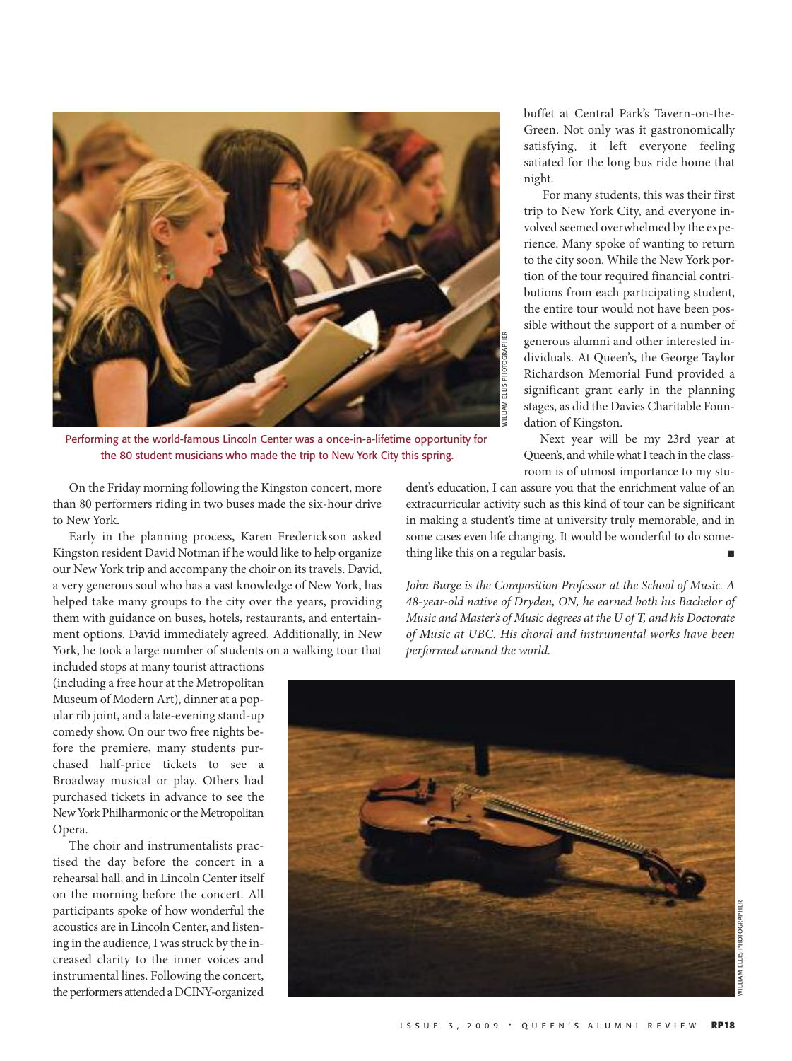Performing at the world-famous Lincoln Center was a once-in-a-lifetime opportunity for the 80 student musicians who made the trip to New York City this spring.

On the Friday morning following the Kingston concert, more than 80 performers riding in two buses made the six-hour drive to New York.

Early in the planning process, Karen Frederickson asked Kingston resident David Notman if he would like to help organize our New York trip and accompany the choir on its travels. David, a very generous soul who has a vast knowledge of New York, has helped take many groups to the city over the years, providing them with guidance on buses, hotels, restaurants, and entertainment options. David immediately agreed. Additionally, in New York, he took a large number of students on a walking tour that included stops at many tourist attractions (including a free hour at the Metropolitan Museum of Modern Art), dinner at a popular rib joint, and a late-evening stand-up comedy show. On our two free nights before the premiere, many students purchased half-price tickets to see a Broadway musical or play. Others had purchased tickets in advance to see the New York Philharmonic or the Metropolitan Opera.

The choir and instrumentalists practised the day before the concert in a rehearsal hall, and in Lincoln Center itself on the morning before the concert. All participants spoke of how wonderful the acoustics are in Lincoln Center, and listening in the audience, I was struck by the increased clarity to the inner voices and instrumental lines. Following the concert, the performers attended a DCINY-organized buffet at Central Park's Tavern-on-the-Green. Not only was it gastronomically satisfying, it left everyone feeling satiated for the long bus ride home that night.

For many students, this was their first trip to New York City, and everyone involved seemed overwhelmed by the experience. Many spoke of wanting to return to the city soon. While the New York portion of the tour required financial contributions from each participating student, the entire tour would not have been possible without the support of a number of generous alumni and other interested individuals. At Queen's, the George Taylor Richardson Memorial Fund provided a significant grant early in the planning stages, as did the Davies Charitable Foundation of Kingston.

Next year will be my 23rd year at Queen's, and while what I teach in the classroom is of utmost importance to my student's education, I can assure you that the enrichment value of an extracurricular activity such as this kind of tour can be significant in making a student's time at university truly memorable, and in some cases even life changing. It would be wonderful to do something like this on a regular basis. ■

*John Burge is the Composition Professor at the School of Music. A 48-year-old native of Dryden, ON, he earned both his Bachelor of Music and Master's of Music degrees at the U of T, and his Doctorate of Music at UBC. His choral and instrumental works have been performed around the world.*